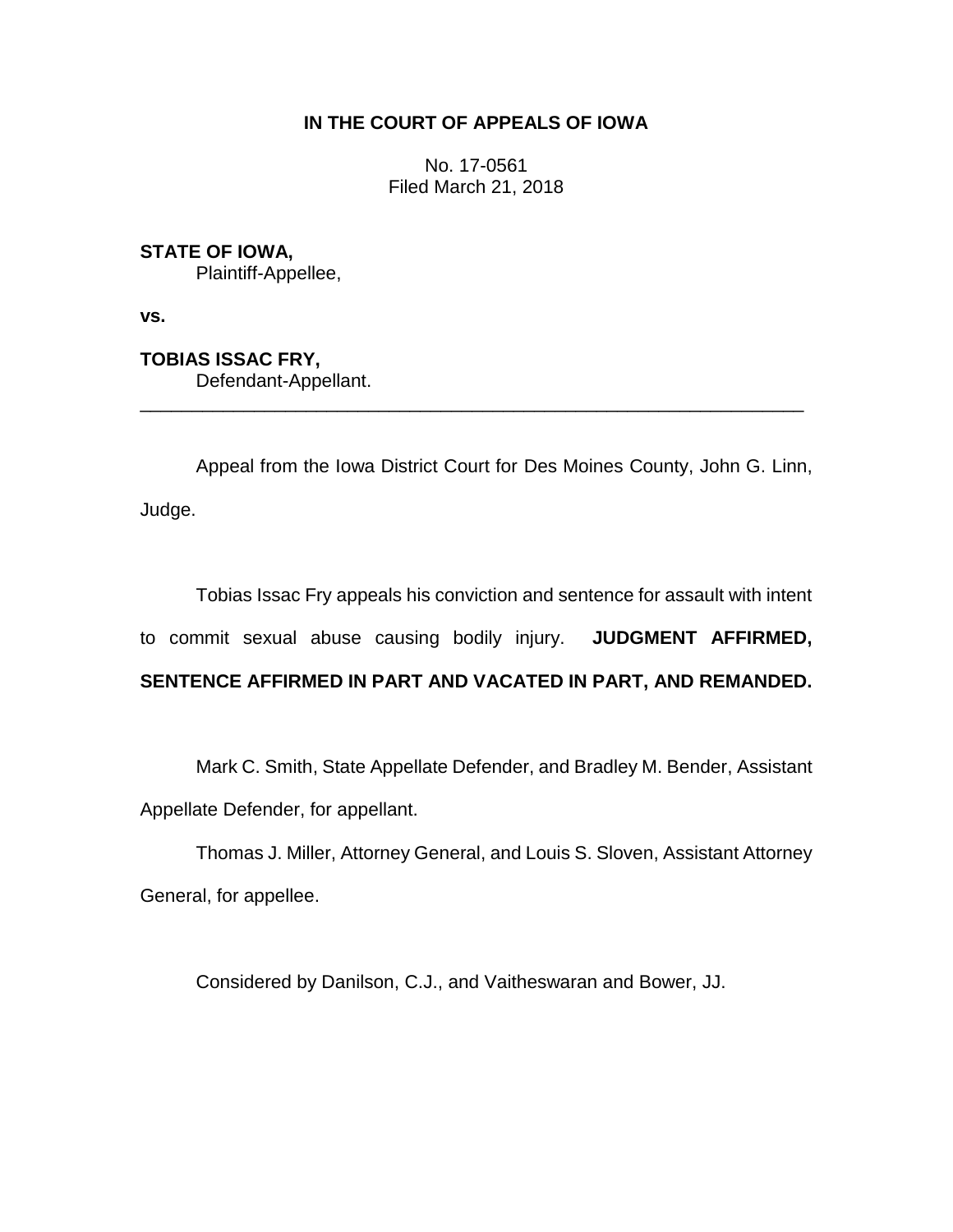**IN THE COURT OF APPEALS OF IOWA**

No. 17-0561
Filed March 21, 2018

**STATE OF IOWA,**
Plaintiff-Appellee,

**vs.**

**TOBIAS ISSAC FRY,**
Defendant-Appellant.

---

Appeal from the Iowa District Court for Des Moines County, John G. Linn, Judge.

Tobias Issac Fry appeals his conviction and sentence for assault with intent to commit sexual abuse causing bodily injury. **JUDGMENT AFFIRMED, SENTENCE AFFIRMED IN PART AND VACATED IN PART, AND REMANDED.**

Mark C. Smith, State Appellate Defender, and Bradley M. Bender, Assistant Appellate Defender, for appellant.

Thomas J. Miller, Attorney General, and Louis S. Sloven, Assistant Attorney General, for appellee.

Considered by Danilson, C.J., and Vaitheswaran and Bower, JJ.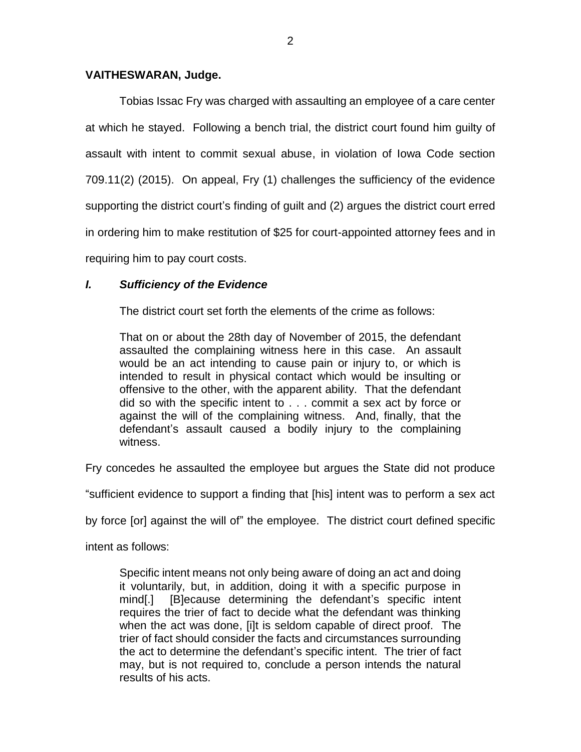**VAITHESWARAN, Judge.**

Tobias Issac Fry was charged with assaulting an employee of a care center at which he stayed. Following a bench trial, the district court found him guilty of assault with intent to commit sexual abuse, in violation of Iowa Code section 709.11(2) (2015). On appeal, Fry (1) challenges the sufficiency of the evidence supporting the district court's finding of guilt and (2) argues the district court erred in ordering him to make restitution of $25 for court-appointed attorney fees and in requiring him to pay court costs.

### *I. Sufficiency of the Evidence*

The district court set forth the elements of the crime as follows:

> That on or about the 28th day of November of 2015, the defendant assaulted the complaining witness here in this case. An assault would be an act intending to cause pain or injury to, or which is intended to result in physical contact which would be insulting or offensive to the other, with the apparent ability. That the defendant did so with the specific intent to . . . commit a sex act by force or against the will of the complaining witness. And, finally, that the defendant's assault caused a bodily injury to the complaining witness.

Fry concedes he assaulted the employee but argues the State did not produce "sufficient evidence to support a finding that [his] intent was to perform a sex act by force [or] against the will of" the employee. The district court defined specific intent as follows:

> Specific intent means not only being aware of doing an act and doing it voluntarily, but, in addition, doing it with a specific purpose in mind[.] [B]ecause determining the defendant's specific intent requires the trier of fact to decide what the defendant was thinking when the act was done, [i]t is seldom capable of direct proof. The trier of fact should consider the facts and circumstances surrounding the act to determine the defendant's specific intent. The trier of fact may, but is not required to, conclude a person intends the natural results of his acts.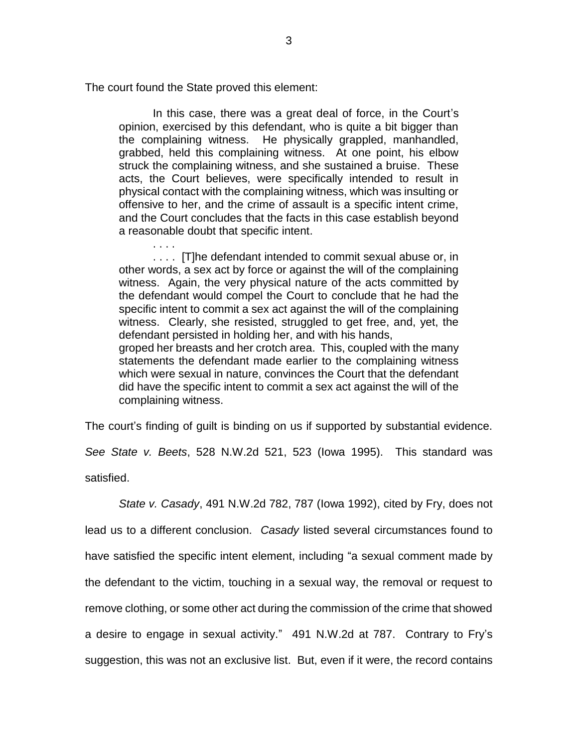The court found the State proved this element:

> In this case, there was a great deal of force, in the Court's opinion, exercised by this defendant, who is quite a bit bigger than the complaining witness. He physically grappled, manhandled, grabbed, held this complaining witness. At one point, his elbow struck the complaining witness, and she sustained a bruise. These acts, the Court believes, were specifically intended to result in physical contact with the complaining witness, which was insulting or offensive to her, and the crime of assault is a specific intent crime, and the Court concludes that the facts in this case establish beyond a reasonable doubt that specific intent.
>
> . . . .
>
> . . . . [T]he defendant intended to commit sexual abuse or, in other words, a sex act by force or against the will of the complaining witness. Again, the very physical nature of the acts committed by the defendant would compel the Court to conclude that he had the specific intent to commit a sex act against the will of the complaining witness. Clearly, she resisted, struggled to get free, and, yet, the defendant persisted in holding her, and with his hands, groped her breasts and her crotch area. This, coupled with the many statements the defendant made earlier to the complaining witness which were sexual in nature, convinces the Court that the defendant did have the specific intent to commit a sex act against the will of the complaining witness.

The court's finding of guilt is binding on us if supported by substantial evidence. *See State v. Beets*, 528 N.W.2d 521, 523 (Iowa 1995). This standard was satisfied.

*State v. Casady*, 491 N.W.2d 782, 787 (Iowa 1992), cited by Fry, does not lead us to a different conclusion. *Casady* listed several circumstances found to have satisfied the specific intent element, including "a sexual comment made by the defendant to the victim, touching in a sexual way, the removal or request to remove clothing, or some other act during the commission of the crime that showed a desire to engage in sexual activity." 491 N.W.2d at 787. Contrary to Fry's suggestion, this was not an exclusive list. But, even if it were, the record contains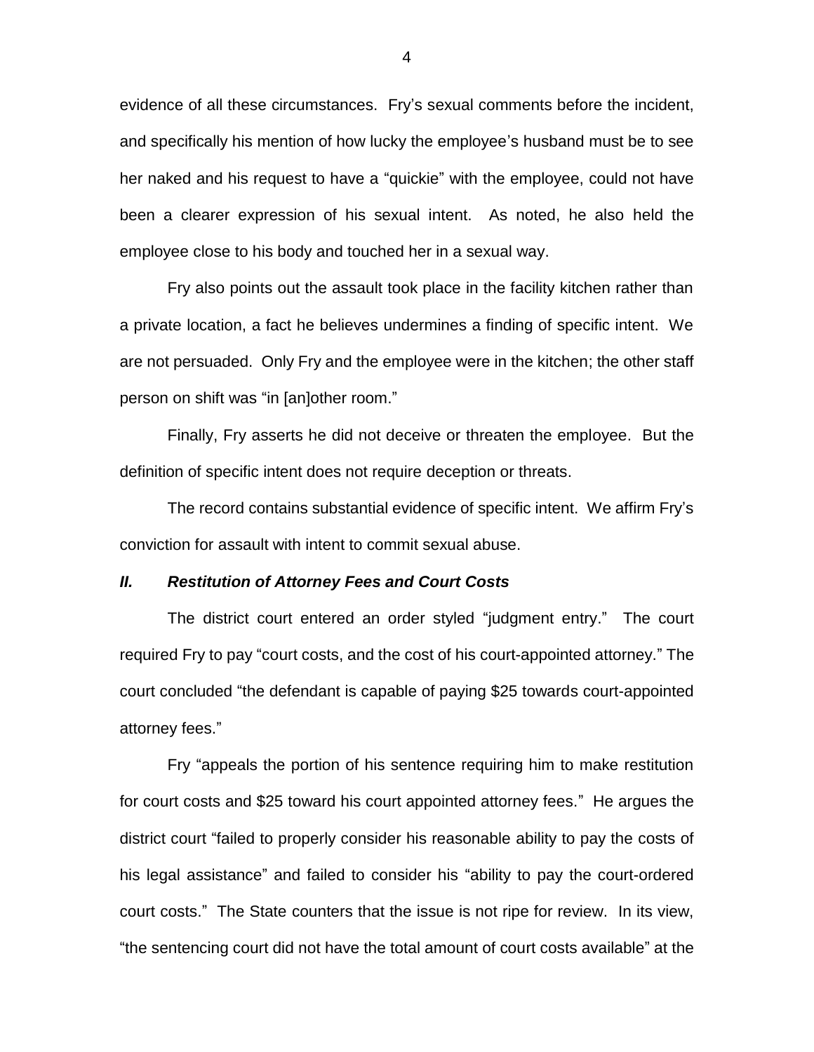evidence of all these circumstances. Fry's sexual comments before the incident, and specifically his mention of how lucky the employee's husband must be to see her naked and his request to have a "quickie" with the employee, could not have been a clearer expression of his sexual intent. As noted, he also held the employee close to his body and touched her in a sexual way.

Fry also points out the assault took place in the facility kitchen rather than a private location, a fact he believes undermines a finding of specific intent. We are not persuaded. Only Fry and the employee were in the kitchen; the other staff person on shift was "in [an]other room."

Finally, Fry asserts he did not deceive or threaten the employee. But the definition of specific intent does not require deception or threats.

The record contains substantial evidence of specific intent. We affirm Fry's conviction for assault with intent to commit sexual abuse.

### *II. Restitution of Attorney Fees and Court Costs*

The district court entered an order styled "judgment entry." The court required Fry to pay "court costs, and the cost of his court-appointed attorney." The court concluded "the defendant is capable of paying $25 towards court-appointed attorney fees."

Fry "appeals the portion of his sentence requiring him to make restitution for court costs and $25 toward his court appointed attorney fees." He argues the district court "failed to properly consider his reasonable ability to pay the costs of his legal assistance" and failed to consider his "ability to pay the court-ordered court costs." The State counters that the issue is not ripe for review. In its view, "the sentencing court did not have the total amount of court costs available" at the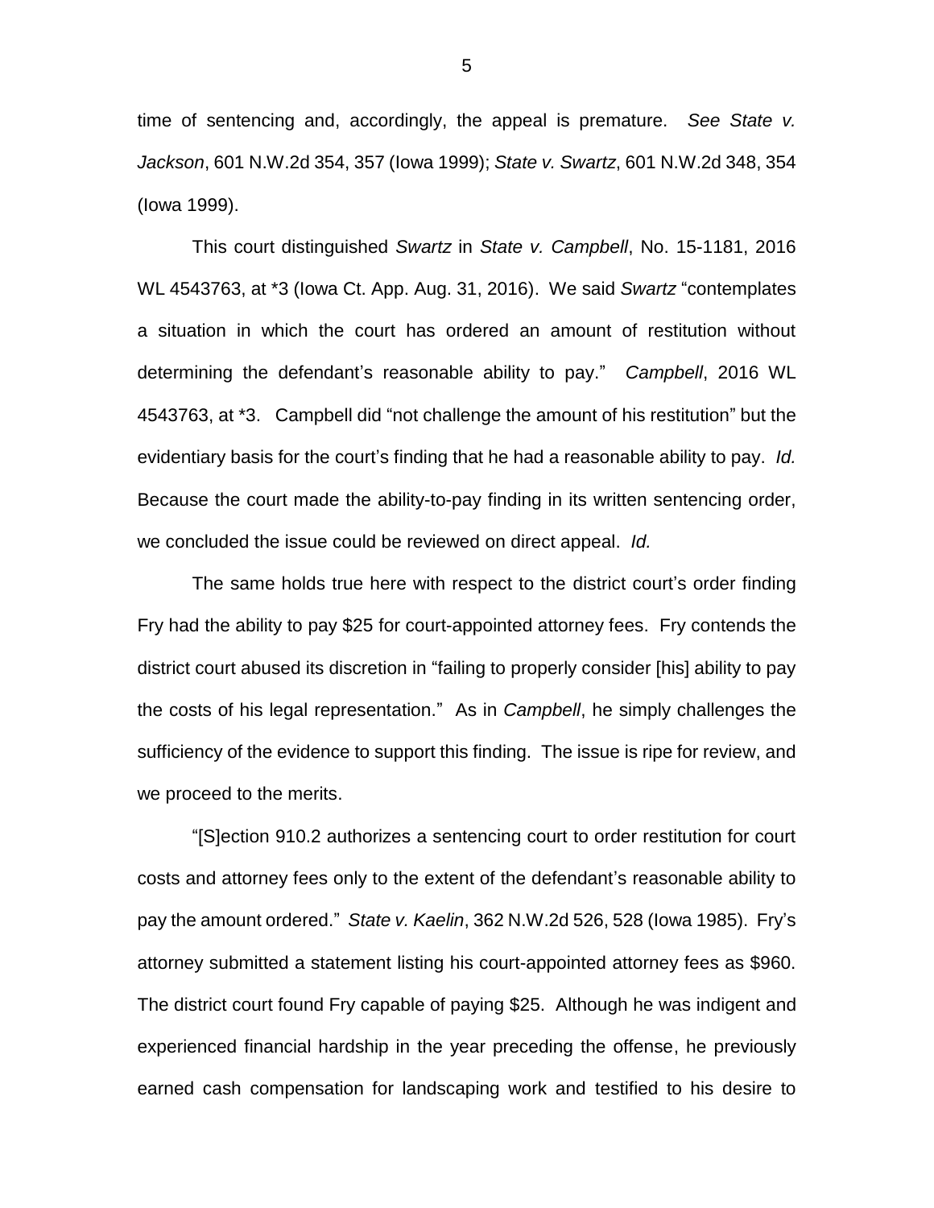time of sentencing and, accordingly, the appeal is premature. *See State v. Jackson*, 601 N.W.2d 354, 357 (Iowa 1999); *State v. Swartz*, 601 N.W.2d 348, 354 (Iowa 1999).

This court distinguished *Swartz* in *State v. Campbell*, No. 15-1181, 2016 WL 4543763, at *3 (Iowa Ct. App. Aug. 31, 2016). We said *Swartz* "contemplates a situation in which the court has ordered an amount of restitution without determining the defendant's reasonable ability to pay." *Campbell*, 2016 WL 4543763, at *3. Campbell did "not challenge the amount of his restitution" but the evidentiary basis for the court's finding that he had a reasonable ability to pay. *Id.* Because the court made the ability-to-pay finding in its written sentencing order, we concluded the issue could be reviewed on direct appeal. *Id.*

The same holds true here with respect to the district court's order finding Fry had the ability to pay $25 for court-appointed attorney fees. Fry contends the district court abused its discretion in "failing to properly consider [his] ability to pay the costs of his legal representation." As in *Campbell*, he simply challenges the sufficiency of the evidence to support this finding. The issue is ripe for review, and we proceed to the merits.

"[S]ection 910.2 authorizes a sentencing court to order restitution for court costs and attorney fees only to the extent of the defendant's reasonable ability to pay the amount ordered." *State v. Kaelin*, 362 N.W.2d 526, 528 (Iowa 1985). Fry's attorney submitted a statement listing his court-appointed attorney fees as $960. The district court found Fry capable of paying $25. Although he was indigent and experienced financial hardship in the year preceding the offense, he previously earned cash compensation for landscaping work and testified to his desire to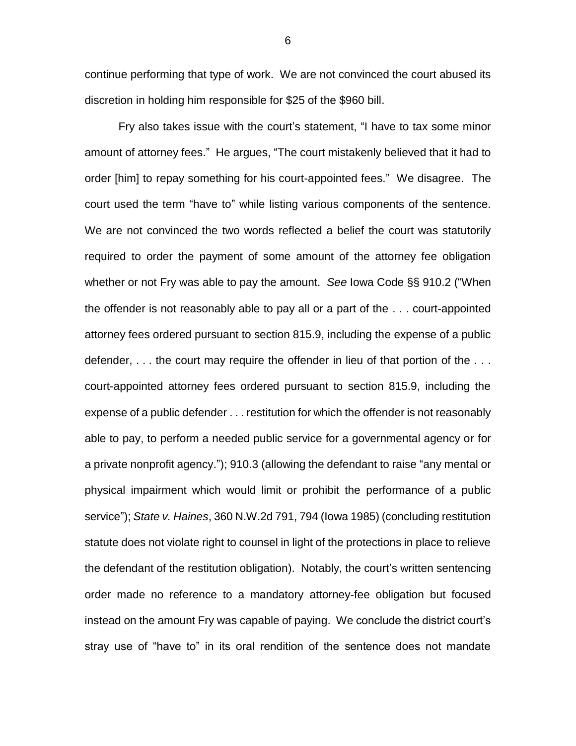continue performing that type of work. We are not convinced the court abused its discretion in holding him responsible for $25 of the $960 bill.

Fry also takes issue with the court's statement, "I have to tax some minor amount of attorney fees." He argues, "The court mistakenly believed that it had to order [him] to repay something for his court-appointed fees." We disagree. The court used the term "have to" while listing various components of the sentence. We are not convinced the two words reflected a belief the court was statutorily required to order the payment of some amount of the attorney fee obligation whether or not Fry was able to pay the amount. *See* Iowa Code §§ 910.2 ("When the offender is not reasonably able to pay all or a part of the . . . court-appointed attorney fees ordered pursuant to section 815.9, including the expense of a public defender, . . . the court may require the offender in lieu of that portion of the . . . court-appointed attorney fees ordered pursuant to section 815.9, including the expense of a public defender . . . restitution for which the offender is not reasonably able to pay, to perform a needed public service for a governmental agency or for a private nonprofit agency."); 910.3 (allowing the defendant to raise "any mental or physical impairment which would limit or prohibit the performance of a public service"); *State v. Haines*, 360 N.W.2d 791, 794 (Iowa 1985) (concluding restitution statute does not violate right to counsel in light of the protections in place to relieve the defendant of the restitution obligation). Notably, the court's written sentencing order made no reference to a mandatory attorney-fee obligation but focused instead on the amount Fry was capable of paying. We conclude the district court's stray use of "have to" in its oral rendition of the sentence does not mandate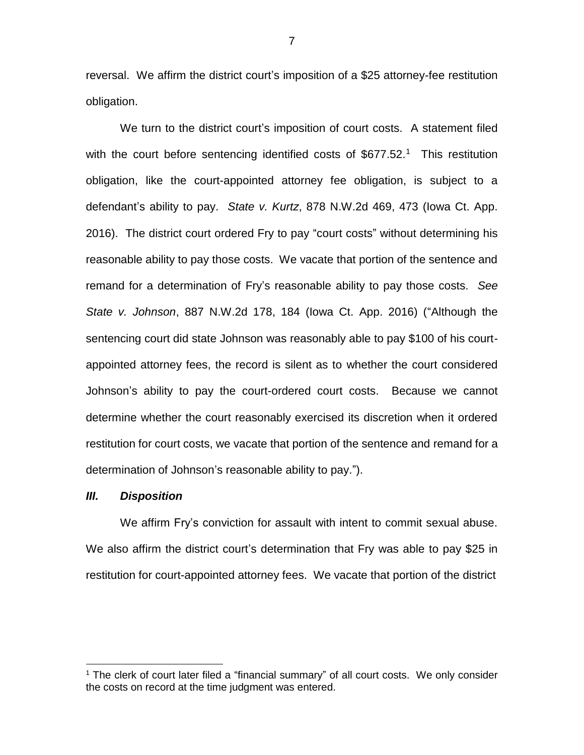reversal. We affirm the district court's imposition of a $25 attorney-fee restitution obligation.

We turn to the district court's imposition of court costs. A statement filed with the court before sentencing identified costs of $677.52.[1] This restitution obligation, like the court-appointed attorney fee obligation, is subject to a defendant's ability to pay. *State v. Kurtz*, 878 N.W.2d 469, 473 (Iowa Ct. App. 2016). The district court ordered Fry to pay "court costs" without determining his reasonable ability to pay those costs. We vacate that portion of the sentence and remand for a determination of Fry's reasonable ability to pay those costs. *See State v. Johnson*, 887 N.W.2d 178, 184 (Iowa Ct. App. 2016) ("Although the sentencing court did state Johnson was reasonably able to pay $100 of his court-appointed attorney fees, the record is silent as to whether the court considered Johnson's ability to pay the court-ordered court costs. Because we cannot determine whether the court reasonably exercised its discretion when it ordered restitution for court costs, we vacate that portion of the sentence and remand for a determination of Johnson's reasonable ability to pay.").

### *III. Disposition*

We affirm Fry's conviction for assault with intent to commit sexual abuse. We also affirm the district court's determination that Fry was able to pay $25 in restitution for court-appointed attorney fees. We vacate that portion of the district

---

[1] The clerk of court later filed a "financial summary" of all court costs. We only consider the costs on record at the time judgment was entered.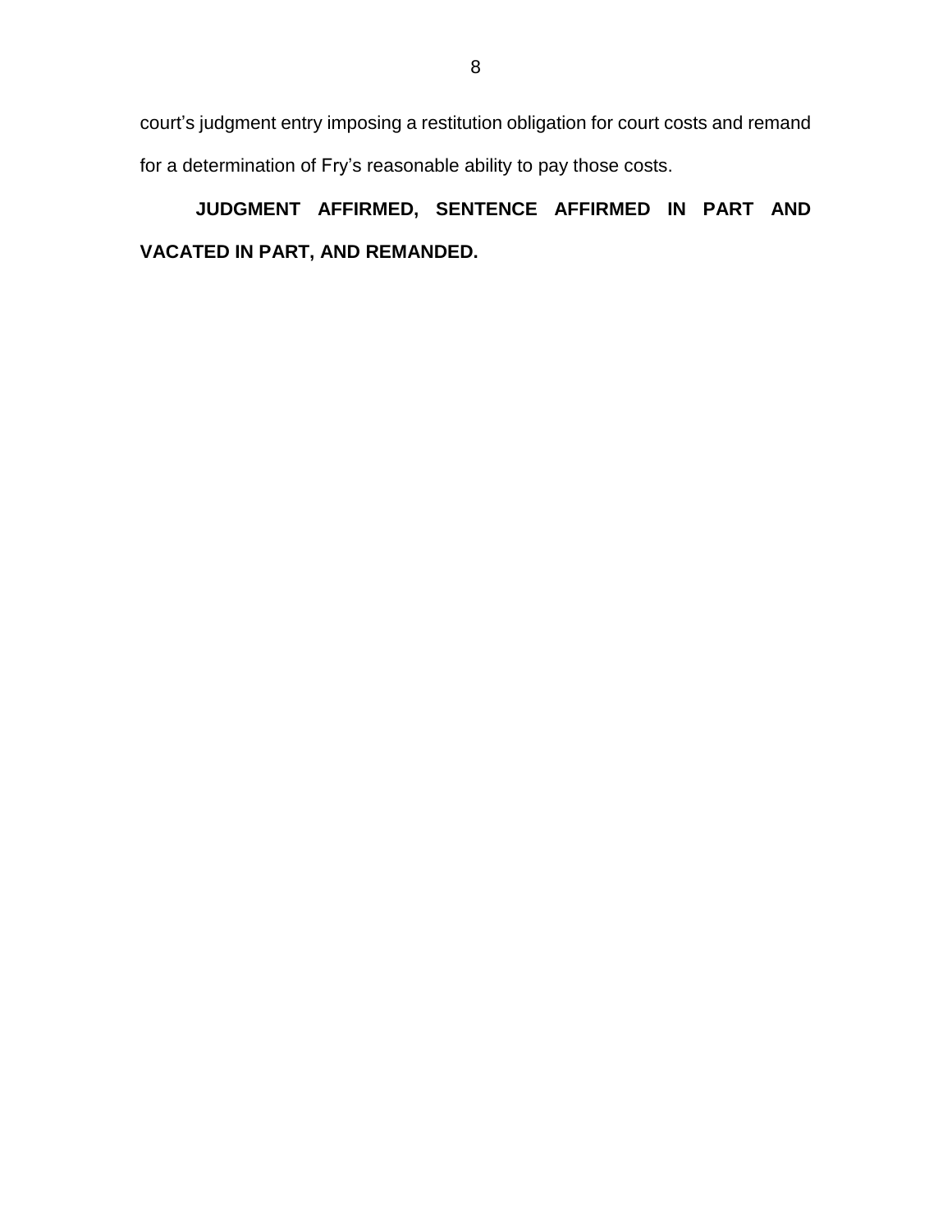court's judgment entry imposing a restitution obligation for court costs and remand for a determination of Fry's reasonable ability to pay those costs.

**JUDGMENT AFFIRMED, SENTENCE AFFIRMED IN PART AND VACATED IN PART, AND REMANDED.**